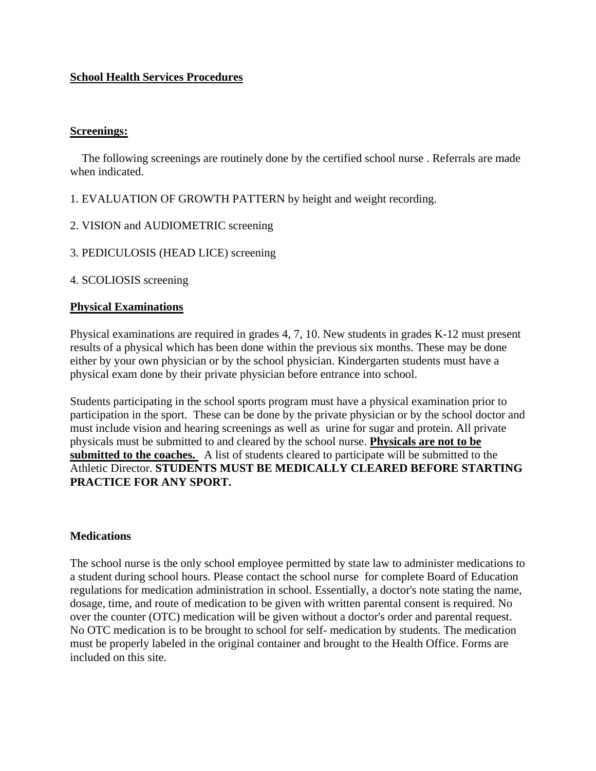## School Health Services Procedures

### Screenings:

The following screenings are routinely done by the certified school nurse . Referrals are made when indicated.

1. EVALUATION OF GROWTH PATTERN by height and weight recording.

2. VISION and AUDIOMETRIC screening

3. PEDICULOSIS (HEAD LICE) screening

4. SCOLIOSIS screening

### Physical Examinations

Physical examinations are required in grades 4, 7, 10. New students in grades K-12 must present results of a physical which has been done within the previous six months. These may be done either by your own physician or by the school physician. Kindergarten students must have a physical exam done by their private physician before entrance into school.

Students participating in the school sports program must have a physical examination prior to participation in the sport. These can be done by the private physician or by the school doctor and must include vision and hearing screenings as well as urine for sugar and protein. All private physicals must be submitted to and cleared by the school nurse. **Physicals are not to be submitted to the coaches.** A list of students cleared to participate will be submitted to the Athletic Director. **STUDENTS MUST BE MEDICALLY CLEARED BEFORE STARTING PRACTICE FOR ANY SPORT.**

### Medications

The school nurse is the only school employee permitted by state law to administer medications to a student during school hours. Please contact the school nurse for complete Board of Education regulations for medication administration in school. Essentially, a doctor's note stating the name, dosage, time, and route of medication to be given with written parental consent is required. No over the counter (OTC) medication will be given without a doctor's order and parental request. No OTC medication is to be brought to school for self- medication by students. The medication must be properly labeled in the original container and brought to the Health Office. Forms are included on this site.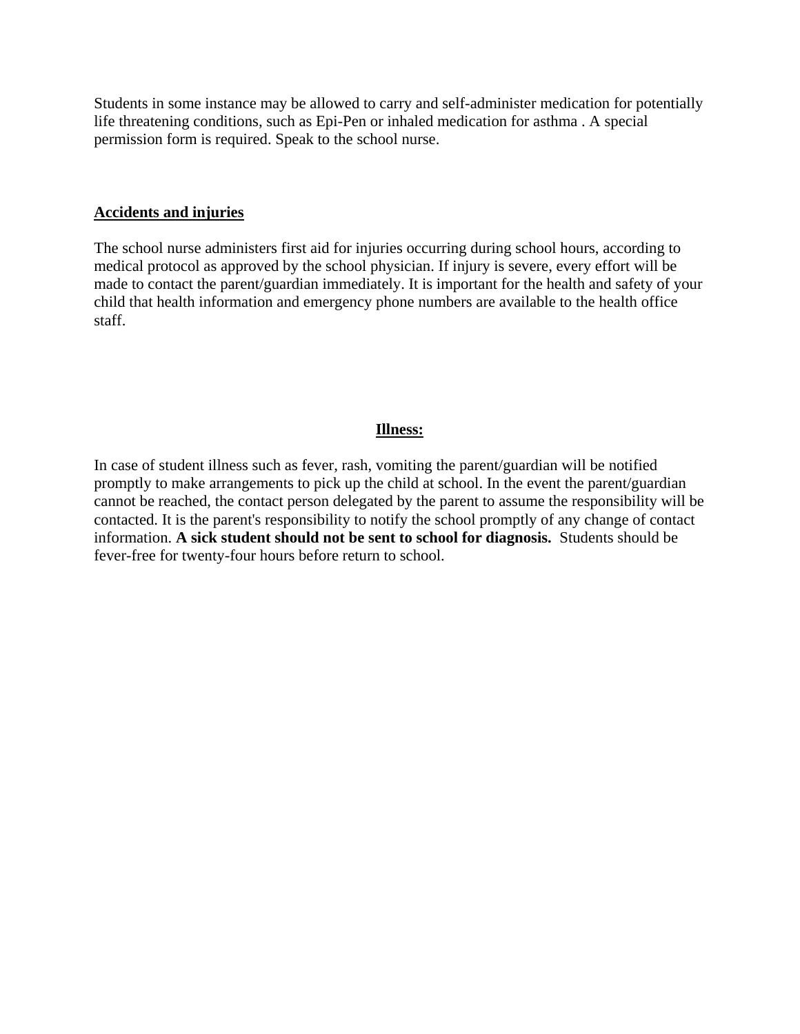Students in some instance may be allowed to carry and self-administer medication for potentially life threatening conditions, such as Epi-Pen or inhaled medication for asthma . A special permission form is required. Speak to the school nurse.

## **Accidents and injuries**

The school nurse administers first aid for injuries occurring during school hours, according to medical protocol as approved by the school physician. If injury is severe, every effort will be made to contact the parent/guardian immediately. It is important for the health and safety of your child that health information and emergency phone numbers are available to the health office staff.

## **Illness:**

In case of student illness such as fever, rash, vomiting the parent/guardian will be notified promptly to make arrangements to pick up the child at school. In the event the parent/guardian cannot be reached, the contact person delegated by the parent to assume the responsibility will be contacted. It is the parent's responsibility to notify the school promptly of any change of contact information. **A sick student should not be sent to school for diagnosis.** Students should be fever-free for twenty-four hours before return to school.